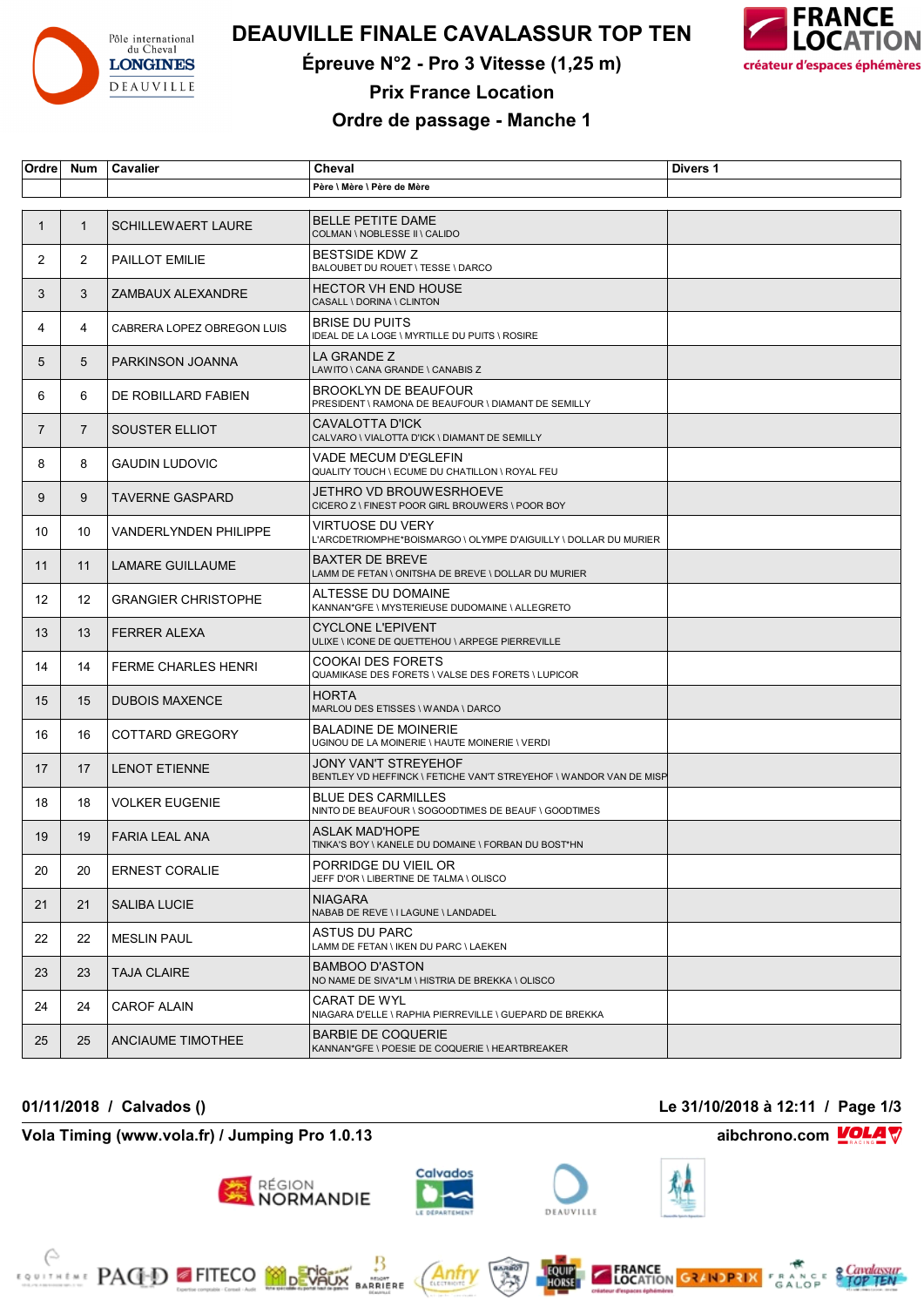# DEAUVILLE FINALE CAVALASSUR TOP TEN

## Épreuve N°2 - Pro 3 Vitesse (1,25 m)

## Prix France Location

## Ordre de passage - Manche 1

| Ordre | Num | Cavalier | Cheval<br>Père \ Mère \ Père de Mère | Divers 1 |
|---|---|---|---|---|
| 1 | 1 | SCHILLEWAERT LAURE | BELLE PETITE DAME<br>COLMAN \ NOBLESSE II \ CALIDO | |
| 2 | 2 | PAILLOT EMILIE | BESTSIDE KDW Z<br>BALOUBET DU ROUET \ TESSE \ DARCO | |
| 3 | 3 | ZAMBAUX ALEXANDRE | HECTOR VH END HOUSE<br>CASALL \ DORINA \ CLINTON | |
| 4 | 4 | CABRERA LOPEZ OBREGON LUIS | BRISE DU PUITS<br>IDEAL DE LA LOGE \ MYRTILLE DU PUITS \ ROSIRE | |
| 5 | 5 | PARKINSON JOANNA | LA GRANDE Z<br>LAWITO \ CANA GRANDE \ CANABIS Z | |
| 6 | 6 | DE ROBILLARD FABIEN | BROOKLYN DE BEAUFOUR<br>PRESIDENT \ RAMONA DE BEAUFOUR \ DIAMANT DE SEMILLY | |
| 7 | 7 | SOUSTER ELLIOT | CAVALOTTA D'ICK<br>CALVARO \ VIALOTTA D'ICK \ DIAMANT DE SEMILLY | |
| 8 | 8 | GAUDIN LUDOVIC | VADE MECUM D'EGLEFIN<br>QUALITY TOUCH \ ECUME DU CHATILLON \ ROYAL FEU | |
| 9 | 9 | TAVERNE GASPARD | JETHRO VD BROUWESRHOEVE<br>CICERO Z \ FINEST POOR GIRL BROUWERS \ POOR BOY | |
| 10 | 10 | VANDERLYNDEN PHILIPPE | VIRTUOSE DU VERY<br>L'ARCDETRIOMPHE*BOISMARGO \ OLYMPE D'AIGUILLY \ DOLLAR DU MURIER | |
| 11 | 11 | LAMARE GUILLAUME | BAXTER DE BREVE<br>LAMM DE FETAN \ ONITSHA DE BREVE \ DOLLAR DU MURIER | |
| 12 | 12 | GRANGIER CHRISTOPHE | ALTESSE DU DOMAINE<br>KANNAN*GFE \ MYSTERIEUSE DUDOMAINE \ ALLEGRETO | |
| 13 | 13 | FERRER ALEXA | CYCLONE L'EPIVENT<br>ULIXE \ ICONE DE QUETTEHOU \ ARPEGE PIERREVILLE | |
| 14 | 14 | FERME CHARLES HENRI | COOKAI DES FORETS<br>QUAMIKASE DES FORETS \ VALSE DES FORETS \ LUPICOR | |
| 15 | 15 | DUBOIS MAXENCE | HORTA<br>MARLOU DES ETISSES \ WANDA \ DARCO | |
| 16 | 16 | COTTARD GREGORY | BALADINE DE MOINERIE<br>UGINOU DE LA MOINERIE \ HAUTE MOINERIE \ VERDI | |
| 17 | 17 | LENOT ETIENNE | JONY VAN'T STREYEHOF<br>BENTLEY VD HEFFINCK \ FETICHE VAN'T STREYEHOF \ WANDOR VAN DE MISP | |
| 18 | 18 | VOLKER EUGENIE | BLUE DES CARMILLES<br>NINTO DE BEAUFOUR \ SOGOODTIMES DE BEAUF \ GOODTIMES | |
| 19 | 19 | FARIA LEAL ANA | ASLAK MAD'HOPE<br>TINKA'S BOY \ KANELE DU DOMAINE \ FORBAN DU BOST*HN | |
| 20 | 20 | ERNEST CORALIE | PORRIDGE DU VIEIL OR<br>JEFF D'OR \ LIBERTINE DE TALMA \ OLISCO | |
| 21 | 21 | SALIBA LUCIE | NIAGARA<br>NABAB DE REVE \ I LAGUNE \ LANDADEL | |
| 22 | 22 | MESLIN PAUL | ASTUS DU PARC<br>LAMM DE FETAN \ IKEN DU PARC \ LAEKEN | |
| 23 | 23 | TAJA CLAIRE | BAMBOO D'ASTON<br>NO NAME DE SIVA*LM \ HISTRIA DE BREKKA \ OLISCO | |
| 24 | 24 | CAROF ALAIN | CARAT DE WYL<br>NIAGARA D'ELLE \ RAPHIA PIERREVILLE \ GUEPARD DE BREKKA | |
| 25 | 25 | ANCIAUME TIMOTHEE | BARBIE DE COQUERIE<br>KANNAN*GFE \ POESIE DE COQUERIE \ HEARTBREAKER | |

**01/11/2018 / Calvados ()** — **Le 31/10/2018 à 12:11**

**Vola Timing (www.vola.fr) / Jumping Pro 1.0.13** — **aibchrono.com**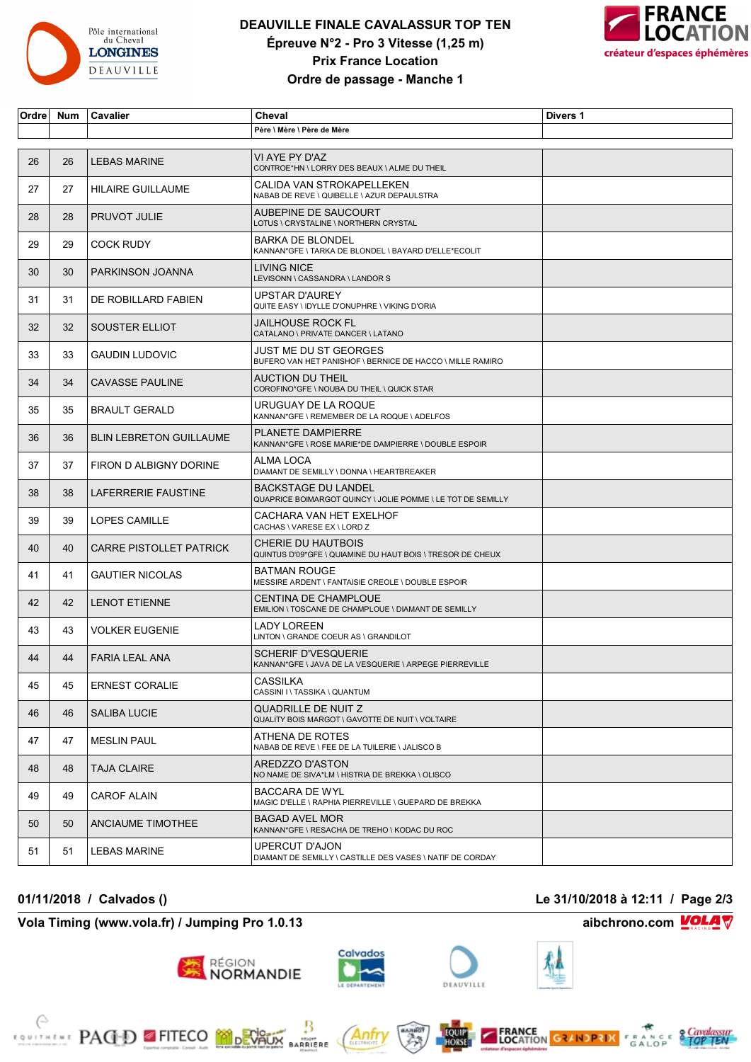# DEAUVILLE FINALE CAVALASSUR TOP TEN

**Épreuve N°2 - Pro 3 Vitesse (1,25 m)**

**Prix France Location**

**Ordre de passage - Manche 1**

| Ordre | Num | Cavalier | Cheval<br>Père \ Mère \ Père de Mère | Divers 1 |
|---|---|---|---|---|
| 26 | 26 | LEBAS MARINE | VI AYE PY D'AZ<br>CONTROE*HN \ LORRY DES BEAUX \ ALME DU THEIL | |
| 27 | 27 | HILAIRE GUILLAUME | CALIDA VAN STROKAPELLEKEN<br>NABAB DE REVE \ QUIBELLE \ AZUR DEPAULSTRA | |
| 28 | 28 | PRUVOT JULIE | AUBEPINE DE SAUCOURT<br>LOTUS \ CRYSTALINE \ NORTHERN CRYSTAL | |
| 29 | 29 | COCK RUDY | BARKA DE BLONDEL<br>KANNAN*GFE \ TARKA DE BLONDEL \ BAYARD D'ELLE*ECOLIT | |
| 30 | 30 | PARKINSON JOANNA | LIVING NICE<br>LEVISONN \ CASSANDRA \ LANDOR S | |
| 31 | 31 | DE ROBILLARD FABIEN | UPSTAR D'AUREY<br>QUITE EASY \ IDYLLE D'ONUPHRE \ VIKING D'ORIA | |
| 32 | 32 | SOUSTER ELLIOT | JAILHOUSE ROCK FL<br>CATALANO \ PRIVATE DANCER \ LATANO | |
| 33 | 33 | GAUDIN LUDOVIC | JUST ME DU ST GEORGES<br>BUFERO VAN HET PANISHOF \ BERNICE DE HACCO \ MILLE RAMIRO | |
| 34 | 34 | CAVASSE PAULINE | AUCTION DU THEIL<br>COROFINO*GFE \ NOUBA DU THEIL \ QUICK STAR | |
| 35 | 35 | BRAULT GERALD | URUGUAY DE LA ROQUE<br>KANNAN*GFE \ REMEMBER DE LA ROQUE \ ADELFOS | |
| 36 | 36 | BLIN LEBRETON GUILLAUME | PLANETE DAMPIERRE<br>KANNAN*GFE \ ROSE MARIE*DE DAMPIERRE \ DOUBLE ESPOIR | |
| 37 | 37 | FIRON D ALBIGNY DORINE | ALMA LOCA<br>DIAMANT DE SEMILLY \ DONNA \ HEARTBREAKER | |
| 38 | 38 | LAFERRERIE FAUSTINE | BACKSTAGE DU LANDEL<br>QUAPRICE BOIMARGOT QUINCY \ JOLIE POMME \ LE TOT DE SEMILLY | |
| 39 | 39 | LOPES CAMILLE | CACHARA VAN HET EXELHOF<br>CACHAS \ VARESE EX \ LORD Z | |
| 40 | 40 | CARRE PISTOLLET PATRICK | CHERIE DU HAUTBOIS<br>QUINTUS D'09*GFE \ QUIAMINE DU HAUT BOIS \ TRESOR DE CHEUX | |
| 41 | 41 | GAUTIER NICOLAS | BATMAN ROUGE<br>MESSIRE ARDENT \ FANTAISIE CREOLE \ DOUBLE ESPOIR | |
| 42 | 42 | LENOT ETIENNE | CENTINA DE CHAMPLOUE<br>EMILION \ TOSCANE DE CHAMPLOUE \ DIAMANT DE SEMILLY | |
| 43 | 43 | VOLKER EUGENIE | LADY LOREEN<br>LINTON \ GRANDE COEUR AS \ GRANDILOT | |
| 44 | 44 | FARIA LEAL ANA | SCHERIF D'VESQUERIE<br>KANNAN*GFE \ JAVA DE LA VESQUERIE \ ARPEGE PIERREVILLE | |
| 45 | 45 | ERNEST CORALIE | CASSILKA<br>CASSINI I \ TASSIKA \ QUANTUM | |
| 46 | 46 | SALIBA LUCIE | QUADRILLE DE NUIT Z<br>QUALITY BOIS MARGOT \ GAVOTTE DE NUIT \ VOLTAIRE | |
| 47 | 47 | MESLIN PAUL | ATHENA DE ROTES<br>NABAB DE REVE \ FEE DE LA TUILERIE \ JALISCO B | |
| 48 | 48 | TAJA CLAIRE | AREDZZO D'ASTON<br>NO NAME DE SIVA*LM \ HISTRIA DE BREKKA \ OLISCO | |
| 49 | 49 | CAROF ALAIN | BACCARA DE WYL<br>MAGIC D'ELLE \ RAPHIA PIERREVILLE \ GUEPARD DE BREKKA | |
| 50 | 50 | ANCIAUME TIMOTHEE | BAGAD AVEL MOR<br>KANNAN*GFE \ RESACHA DE TREHO \ KODAC DU ROC | |
| 51 | 51 | LEBAS MARINE | UPERCUT D'AJON<br>DIAMANT DE SEMILLY \ CASTILLE DES VASES \ NATIF DE CORDAY | |

**01/11/2018 / Calvados ()** — **Le 31/10/2018 à 12:11**

**Vola Timing (www.vola.fr) / Jumping Pro 1.0.13** — **aibchrono.com**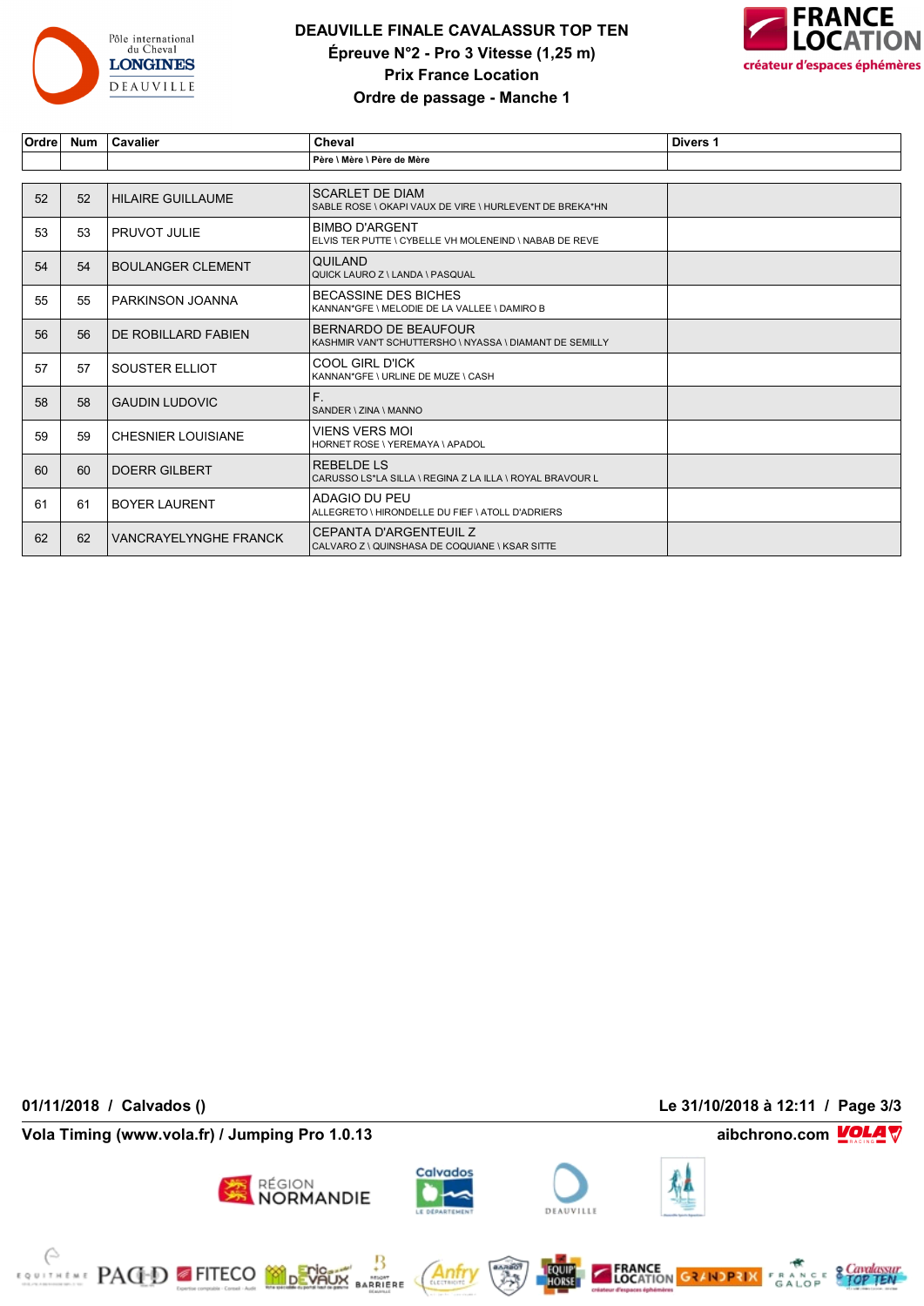# DEAUVILLE FINALE CAVALASSUR TOP TEN

## Épreuve N°2 - Pro 3 Vitesse (1,25 m)

## Prix France Location

## Ordre de passage - Manche 1

| Ordre | Num | Cavalier | Cheval<br>Père \ Mère \ Père de Mère | Divers 1 |
|---|---|---|---|---|
| 52 | 52 | HILAIRE GUILLAUME | SCARLET DE DIAM<br>SABLE ROSE \ OKAPI VAUX DE VIRE \ HURLEVENT DE BREKA*HN | |
| 53 | 53 | PRUVOT JULIE | BIMBO D'ARGENT<br>ELVIS TER PUTTE \ CYBELLE VH MOLENEIND \ NABAB DE REVE | |
| 54 | 54 | BOULANGER CLEMENT | QUILAND<br>QUICK LAURO Z \ LANDA \ PASQUAL | |
| 55 | 55 | PARKINSON JOANNA | BECASSINE DES BICHES<br>KANNAN*GFE \ MELODIE DE LA VALLEE \ DAMIRO B | |
| 56 | 56 | DE ROBILLARD FABIEN | BERNARDO DE BEAUFOUR<br>KASHMIR VAN'T SCHUTTERSHO \ NYASSA \ DIAMANT DE SEMILLY | |
| 57 | 57 | SOUSTER ELLIOT | COOL GIRL D'ICK<br>KANNAN*GFE \ URLINE DE MUZE \ CASH | |
| 58 | 58 | GAUDIN LUDOVIC | F.<br>SANDER \ ZINA \ MANNO | |
| 59 | 59 | CHESNIER LOUISIANE | VIENS VERS MOI<br>HORNET ROSE \ YEREMAYA \ APADOL | |
| 60 | 60 | DOERR GILBERT | REBELDE LS<br>CARUSSO LS*LA SILLA \ REGINA Z LA ILLA \ ROYAL BRAVOUR L | |
| 61 | 61 | BOYER LAURENT | ADAGIO DU PEU<br>ALLEGRETO \ HIRONDELLE DU FIEF \ ATOLL D'ADRIERS | |
| 62 | 62 | VANCRAYELYNGHE FRANCK | CEPANTA D'ARGENTEUIL Z<br>CALVARO Z \ QUINSHASA DE COQUIANE \ KSAR SITTE | |

**01/11/2018 / Calvados ()** — **Le 31/10/2018 à 12:11**

**Vola Timing (www.vola.fr) / Jumping Pro 1.0.13** — **aibchrono.com**